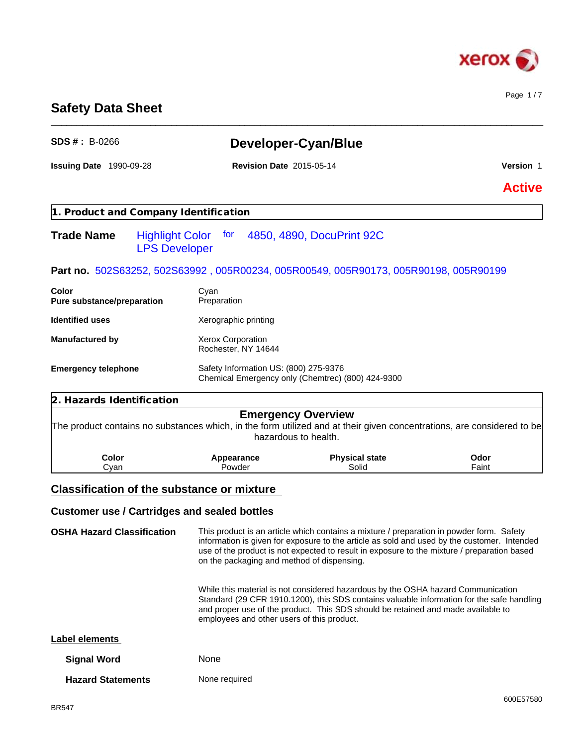# Safety Data Sheet

**SDS # :** B-0266

## Developer-Cyan/Blue

**Issuing Date** 1990-09-28 **Revision Date** 2015-05-14 **Version** 1

**Active**

## 1. Product and Company Identification

**Trade Name** Highlight Color LPS Developer for 4850, 4890, DocuPrint 92C

**Part no.** 502S63252, 502S63992 , 005R00234, 005R00549, 005R90173, 005R90198, 005R90199

**Color** Cyan
**Pure substance/preparation** Preparation

**Identified uses** Xerographic printing

**Manufactured by** Xerox Corporation
Rochester, NY 14644

**Emergency telephone** Safety Information US: (800) 275-9376
Chemical Emergency only (Chemtrec) (800) 424-9300

## 2. Hazards Identification

### Emergency Overview

The product contains no substances which, in the form utilized and at their given concentrations, are considered to be hazardous to health.

| Color | Appearance | Physical state | Odor |
|---|---|---|---|
| Cyan | Powder | Solid | Faint |

## Classification of the substance or mixture

### Customer use / Cartridges and sealed bottles

**OSHA Hazard Classification** This product is an article which contains a mixture / preparation in powder form. Safety information is given for exposure to the article as sold and used by the customer. Intended use of the product is not expected to result in exposure to the mixture / preparation based on the packaging and method of dispensing.

While this material is not considered hazardous by the OSHA hazard Communication Standard (29 CFR 1910.1200), this SDS contains valuable information for the safe handling and proper use of the product. This SDS should be retained and made available to employees and other users of this product.

**Label elements**

**Signal Word** None

**Hazard Statements** None required

BR547 600E57580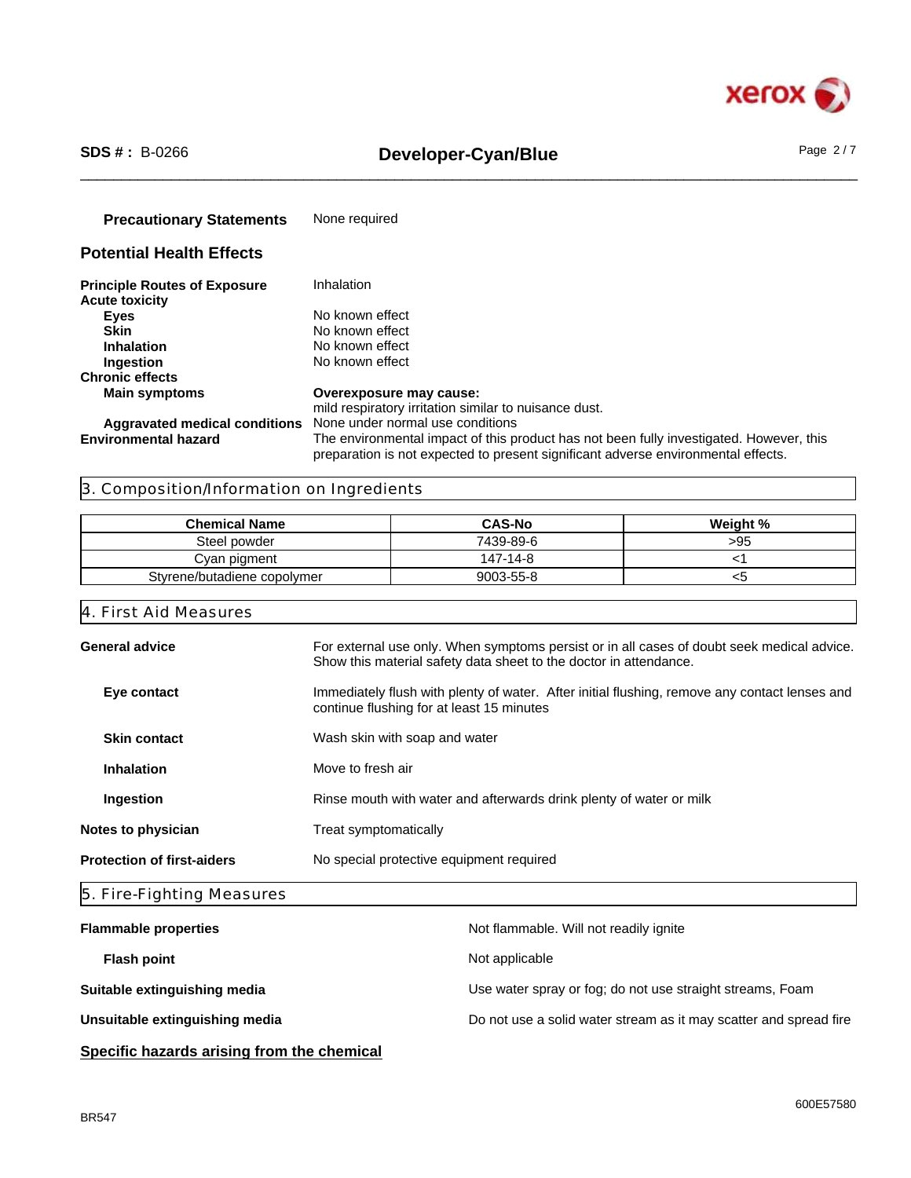**Precautionary Statements** None required

## Potential Health Effects

**Principle Routes of Exposure** Inhalation

**Acute toxicity**

- **Eyes** No known effect
- **Skin** No known effect
- **Inhalation** No known effect
- **Ingestion** No known effect

**Chronic effects**

- **Main symptoms** **Overexposure may cause:** mild respiratory irritation similar to nuisance dust.
- **Aggravated medical conditions** None under normal use conditions

**Environmental hazard** The environmental impact of this product has not been fully investigated. However, this preparation is not expected to present significant adverse environmental effects.

## 3. Composition/Information on Ingredients

| Chemical Name | CAS-No | Weight % |
|---|---|---|
| Steel powder | 7439-89-6 | >95 |
| Cyan pigment | 147-14-8 | <1 |
| Styrene/butadiene copolymer | 9003-55-8 | <5 |

## 4. First Aid Measures

**General advice** For external use only. When symptoms persist or in all cases of doubt seek medical advice. Show this material safety data sheet to the doctor in attendance.

**Eye contact** Immediately flush with plenty of water. After initial flushing, remove any contact lenses and continue flushing for at least 15 minutes

**Skin contact** Wash skin with soap and water

**Inhalation** Move to fresh air

**Ingestion** Rinse mouth with water and afterwards drink plenty of water or milk

**Notes to physician** Treat symptomatically

**Protection of first-aiders** No special protective equipment required

## 5. Fire-Fighting Measures

**Flammable properties** Not flammable. Will not readily ignite

**Flash point** Not applicable

**Suitable extinguishing media** Use water spray or fog; do not use straight streams, Foam

**Unsuitable extinguishing media** Do not use a solid water stream as it may scatter and spread fire

**Specific hazards arising from the chemical**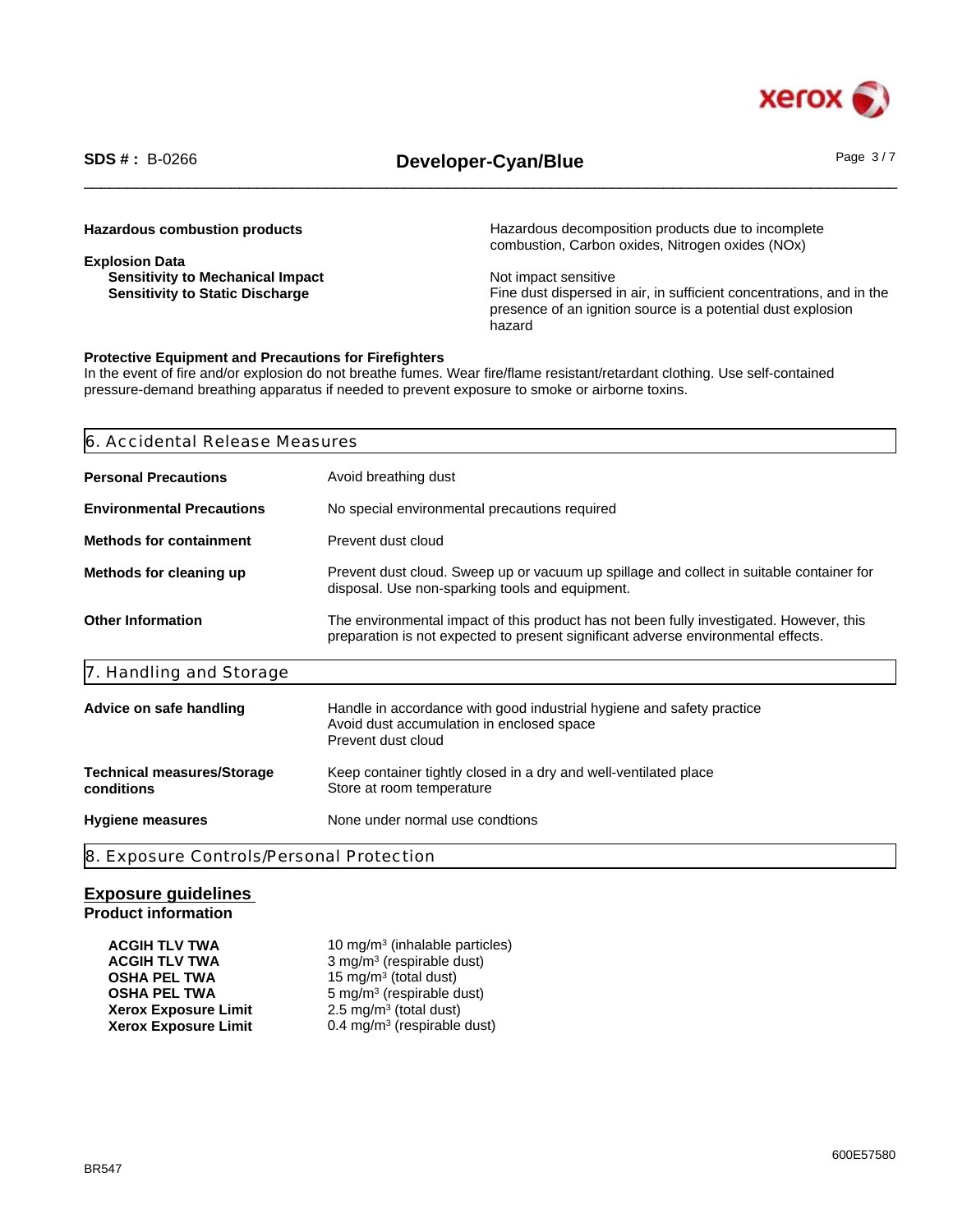**Hazardous combustion products** — Hazardous decomposition products due to incomplete combustion, Carbon oxides, Nitrogen oxides (NOx)

**Explosion Data**

| | |
|---|---|
| **Sensitivity to Mechanical Impact** | Not impact sensitive |
| **Sensitivity to Static Discharge** | Fine dust dispersed in air, in sufficient concentrations, and in the presence of an ignition source is a potential dust explosion hazard |

**Protective Equipment and Precautions for Firefighters**

In the event of fire and/or explosion do not breathe fumes. Wear fire/flame resistant/retardant clothing. Use self-contained pressure-demand breathing apparatus if needed to prevent exposure to smoke or airborne toxins.

## 6. Accidental Release Measures

| | |
|---|---|
| **Personal Precautions** | Avoid breathing dust |
| **Environmental Precautions** | No special environmental precautions required |
| **Methods for containment** | Prevent dust cloud |
| **Methods for cleaning up** | Prevent dust cloud. Sweep up or vacuum up spillage and collect in suitable container for disposal. Use non-sparking tools and equipment. |
| **Other Information** | The environmental impact of this product has not been fully investigated. However, this preparation is not expected to present significant adverse environmental effects. |

## 7. Handling and Storage

| | |
|---|---|
| **Advice on safe handling** | Handle in accordance with good industrial hygiene and safety practice<br>Avoid dust accumulation in enclosed space<br>Prevent dust cloud |
| **Technical measures/Storage conditions** | Keep container tightly closed in a dry and well-ventilated place<br>Store at room temperature |
| **Hygiene measures** | None under normal use condtions |

## 8. Exposure Controls/Personal Protection

### Exposure guidelines

**Product information**

| | |
|---|---|
| **ACGIH TLV TWA** | 10 mg/m³ (inhalable particles) |
| **ACGIH TLV TWA** | 3 mg/m³ (respirable dust) |
| **OSHA PEL TWA** | 15 mg/m³ (total dust) |
| **OSHA PEL TWA** | 5 mg/m³ (respirable dust) |
| **Xerox Exposure Limit** | 2.5 mg/m³ (total dust) |
| **Xerox Exposure Limit** | 0.4 mg/m³ (respirable dust) |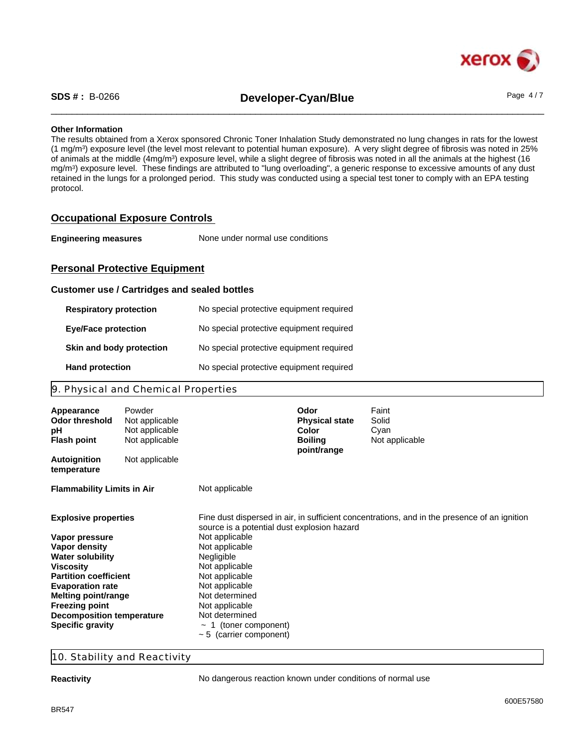**Other Information**

The results obtained from a Xerox sponsored Chronic Toner Inhalation Study demonstrated no lung changes in rats for the lowest (1 mg/m³) exposure level (the level most relevant to potential human exposure). A very slight degree of fibrosis was noted in 25% of animals at the middle (4mg/m³) exposure level, while a slight degree of fibrosis was noted in all the animals at the highest (16 mg/m³) exposure level. These findings are attributed to "lung overloading", a generic response to excessive amounts of any dust retained in the lungs for a prolonged period. This study was conducted using a special test toner to comply with an EPA testing protocol.

## Occupational Exposure Controls

**Engineering measures** None under normal use conditions

## Personal Protective Equipment

### Customer use / Cartridges and sealed bottles

| | |
|---|---|
| **Respiratory protection** | No special protective equipment required |
| **Eye/Face protection** | No special protective equipment required |
| **Skin and body protection** | No special protective equipment required |
| **Hand protection** | No special protective equipment required |

## 9. Physical and Chemical Properties

| | | | |
|---|---|---|---|
| **Appearance** | Powder | **Odor** | Faint |
| **Odor threshold** | Not applicable | **Physical state** | Solid |
| **pH** | Not applicable | **Color** | Cyan |
| **Flash point** | Not applicable | **Boiling point/range** | Not applicable |
| **Autoignition temperature** | Not applicable | | |

| | |
|---|---|
| **Flammability Limits in Air** | Not applicable |
| **Explosive properties** | Fine dust dispersed in air, in sufficient concentrations, and in the presence of an ignition source is a potential dust explosion hazard |
| **Vapor pressure** | Not applicable |
| **Vapor density** | Not applicable |
| **Water solubility** | Negligible |
| **Viscosity** | Not applicable |
| **Partition coefficient** | Not applicable |
| **Evaporation rate** | Not applicable |
| **Melting point/range** | Not determined |
| **Freezing point** | Not applicable |
| **Decomposition temperature** | Not determined |
| **Specific gravity** | ~ 1 (toner component)<br>~ 5 (carrier component) |

## 10. Stability and Reactivity

**Reactivity** No dangerous reaction known under conditions of normal use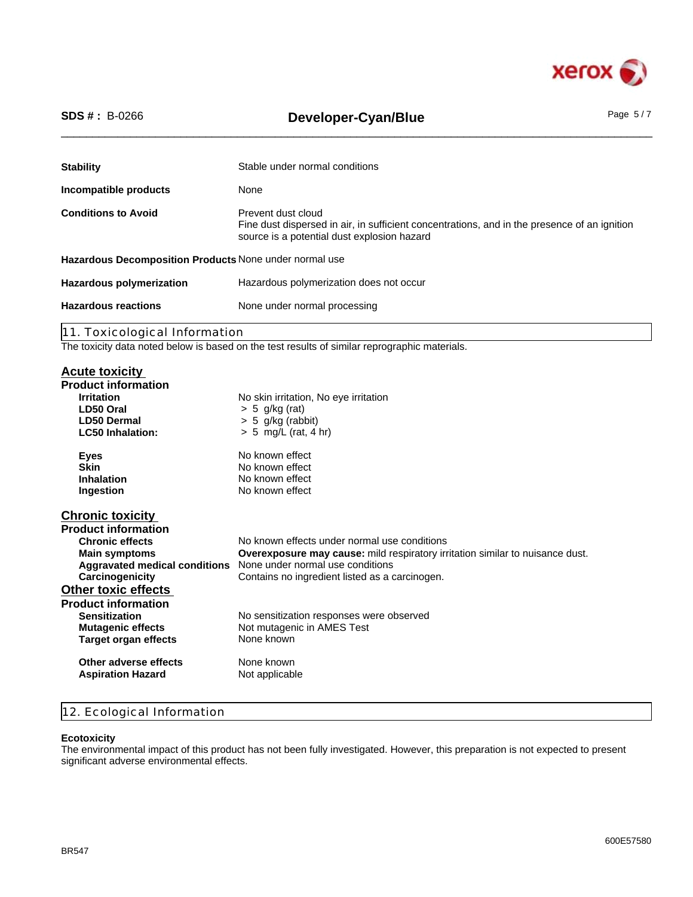| | |
|---|---|
| **Stability** | Stable under normal conditions |
| **Incompatible products** | None |
| **Conditions to Avoid** | Prevent dust cloud<br>Fine dust dispersed in air, in sufficient concentrations, and in the presence of an ignition source is a potential dust explosion hazard |
| **Hazardous Decomposition Products** | None under normal use |
| **Hazardous polymerization** | Hazardous polymerization does not occur |
| **Hazardous reactions** | None under normal processing |

## 11. Toxicological Information

The toxicity data noted below is based on the test results of similar reprographic materials.

### Acute toxicity

**Product information**

| | |
|---|---|
| **Irritation** | No skin irritation, No eye irritation |
| **LD50 Oral** | > 5 g/kg (rat) |
| **LD50 Dermal** | > 5 g/kg (rabbit) |
| **LC50 Inhalation:** | > 5 mg/L (rat, 4 hr) |
| **Eyes** | No known effect |
| **Skin** | No known effect |
| **Inhalation** | No known effect |
| **Ingestion** | No known effect |

### Chronic toxicity

**Product information**

| | |
|---|---|
| **Chronic effects** | No known effects under normal use conditions |
| **Main symptoms** | **Overexposure may cause:** mild respiratory irritation similar to nuisance dust. |
| **Aggravated medical conditions** | None under normal use conditions |
| **Carcinogenicity** | Contains no ingredient listed as a carcinogen. |

### Other toxic effects

**Product information**

| | |
|---|---|
| **Sensitization** | No sensitization responses were observed |
| **Mutagenic effects** | Not mutagenic in AMES Test |
| **Target organ effects** | None known |
| **Other adverse effects** | None known |
| **Aspiration Hazard** | Not applicable |

## 12. Ecological Information

**Ecotoxicity**

The environmental impact of this product has not been fully investigated. However, this preparation is not expected to present significant adverse environmental effects.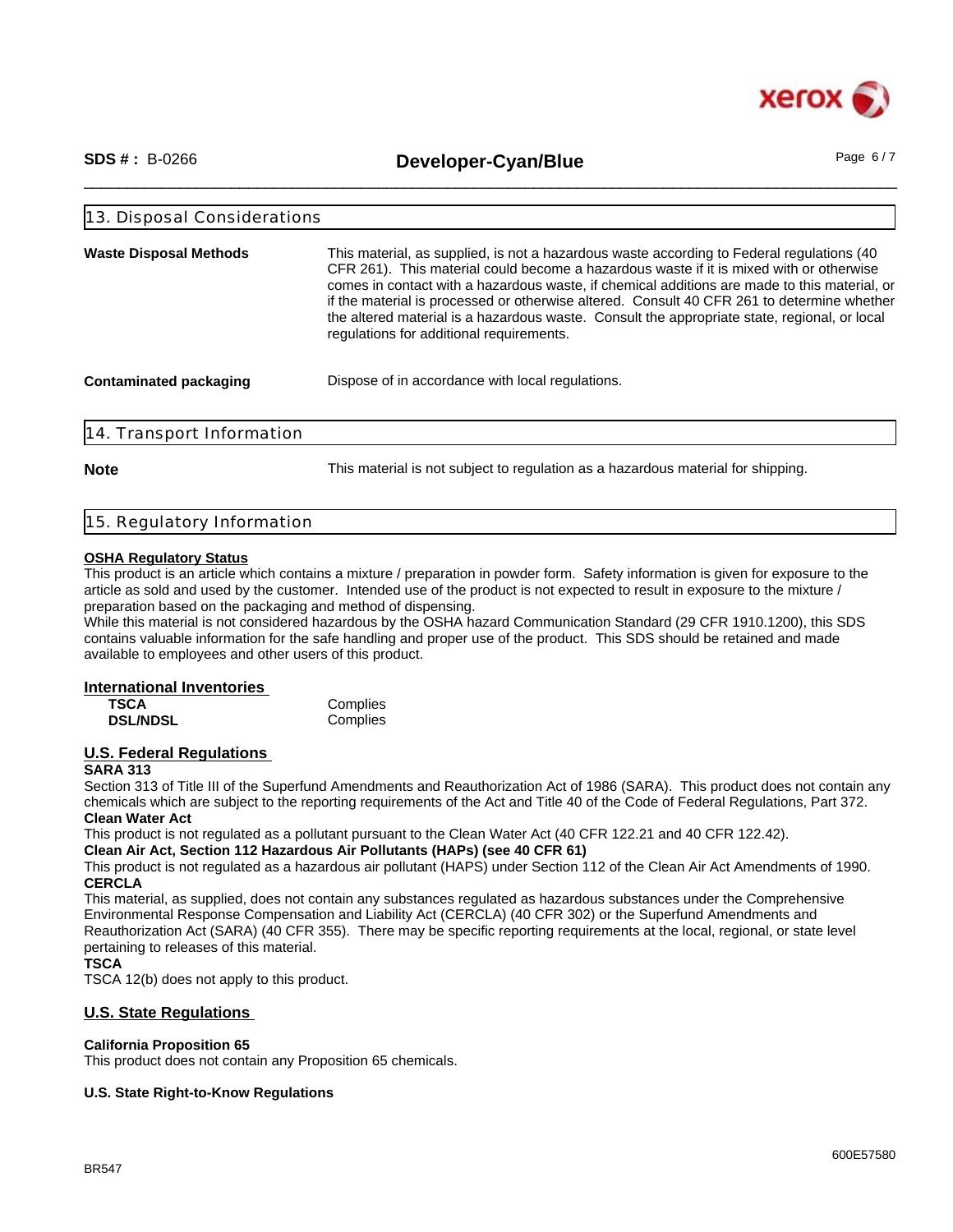## 13. Disposal Considerations

| | |
|---|---|
| **Waste Disposal Methods** | This material, as supplied, is not a hazardous waste according to Federal regulations (40 CFR 261). This material could become a hazardous waste if it is mixed with or otherwise comes in contact with a hazardous waste, if chemical additions are made to this material, or if the material is processed or otherwise altered. Consult 40 CFR 261 to determine whether the altered material is a hazardous waste. Consult the appropriate state, regional, or local regulations for additional requirements. |
| **Contaminated packaging** | Dispose of in accordance with local regulations. |

## 14. Transport Information

| | |
|---|---|
| **Note** | This material is not subject to regulation as a hazardous material for shipping. |

## 15. Regulatory Information

**OSHA Regulatory Status**

This product is an article which contains a mixture / preparation in powder form. Safety information is given for exposure to the article as sold and used by the customer. Intended use of the product is not expected to result in exposure to the mixture / preparation based on the packaging and method of dispensing.
While this material is not considered hazardous by the OSHA hazard Communication Standard (29 CFR 1910.1200), this SDS contains valuable information for the safe handling and proper use of the product. This SDS should be retained and made available to employees and other users of this product.

**International Inventories**

| | |
|---|---|
| **TSCA** | Complies |
| **DSL/NDSL** | Complies |

**U.S. Federal Regulations**

**SARA 313**

Section 313 of Title III of the Superfund Amendments and Reauthorization Act of 1986 (SARA). This product does not contain any chemicals which are subject to the reporting requirements of the Act and Title 40 of the Code of Federal Regulations, Part 372.

**Clean Water Act**

This product is not regulated as a pollutant pursuant to the Clean Water Act (40 CFR 122.21 and 40 CFR 122.42).

**Clean Air Act, Section 112 Hazardous Air Pollutants (HAPs) (see 40 CFR 61)**

This product is not regulated as a hazardous air pollutant (HAPS) under Section 112 of the Clean Air Act Amendments of 1990.

**CERCLA**

This material, as supplied, does not contain any substances regulated as hazardous substances under the Comprehensive Environmental Response Compensation and Liability Act (CERCLA) (40 CFR 302) or the Superfund Amendments and Reauthorization Act (SARA) (40 CFR 355). There may be specific reporting requirements at the local, regional, or state level pertaining to releases of this material.

**TSCA**

TSCA 12(b) does not apply to this product.

**U.S. State Regulations**

**California Proposition 65**

This product does not contain any Proposition 65 chemicals.

**U.S. State Right-to-Know Regulations**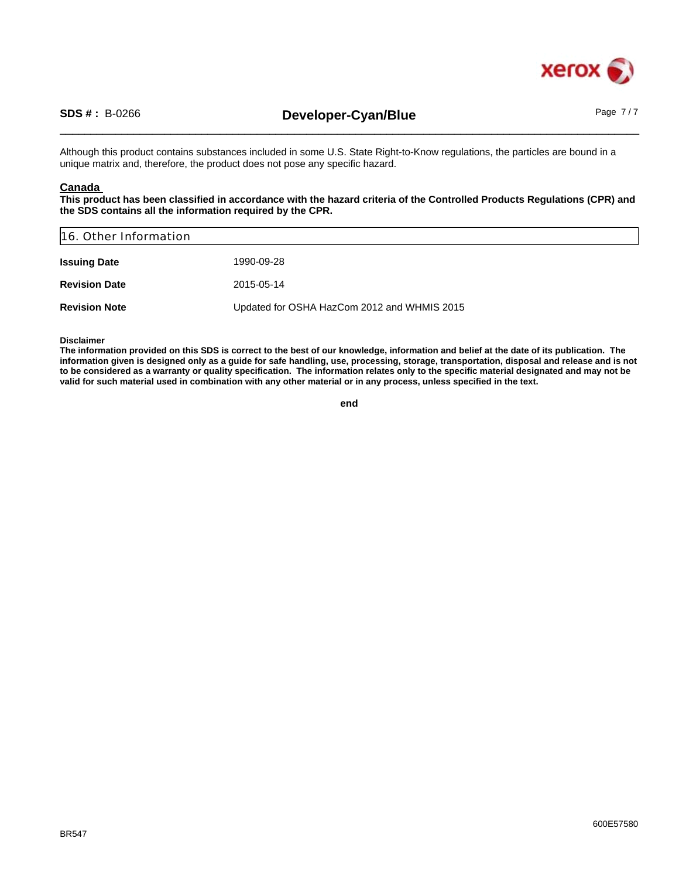Although this product contains substances included in some U.S. State Right-to-Know regulations, the particles are bound in a unique matrix and, therefore, the product does not pose any specific hazard.

**Canada**

**This product has been classified in accordance with the hazard criteria of the Controlled Products Regulations (CPR) and the SDS contains all the information required by the CPR.**

## 16. Other Information

| | |
|---|---|
| **Issuing Date** | 1990-09-28 |
| **Revision Date** | 2015-05-14 |
| **Revision Note** | Updated for OSHA HazCom 2012 and WHMIS 2015 |

**Disclaimer**

**The information provided on this SDS is correct to the best of our knowledge, information and belief at the date of its publication. The information given is designed only as a guide for safe handling, use, processing, storage, transportation, disposal and release and is not to be considered as a warranty or quality specification. The information relates only to the specific material designated and may not be valid for such material used in combination with any other material or in any process, unless specified in the text.**

**end**